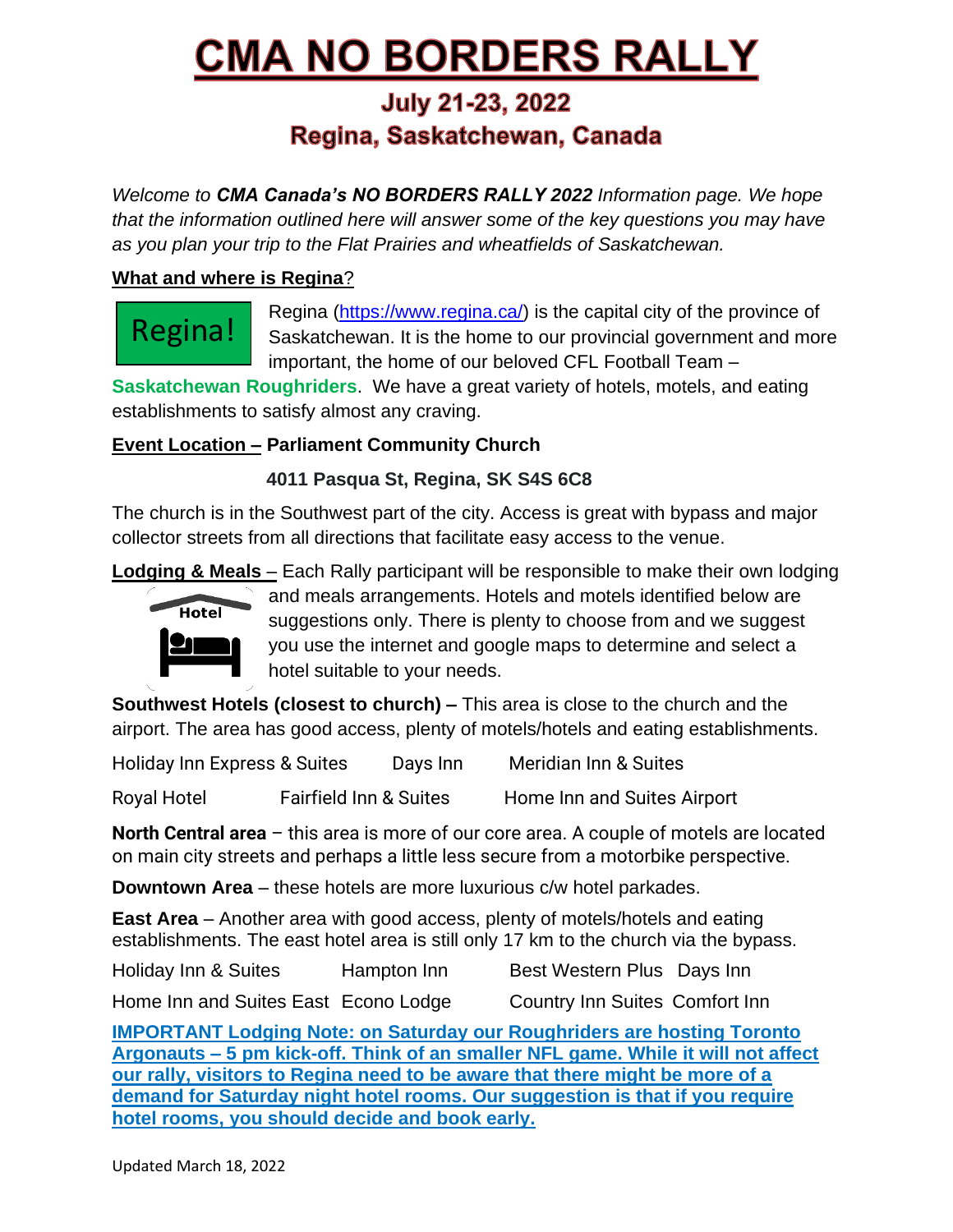# CMA NO BORDERS RALLY

## July 21-23, 2022
## Regina, Saskatchewan, Canada

*Welcome to **CMA Canada's NO BORDERS RALLY 2022** Information page. We hope that the information outlined here will answer some of the key questions you may have as you plan your trip to the Flat Prairies and wheatfields of Saskatchewan.*

**What and where is Regina?**

Regina!

Regina (https://www.regina.ca/) is the capital city of the province of Saskatchewan. It is the home to our provincial government and more important, the home of our beloved CFL Football Team – **Saskatchewan Roughriders**. We have a great variety of hotels, motels, and eating establishments to satisfy almost any craving.

**Event Location – Parliament Community Church**

**4011 Pasqua St, Regina, SK S4S 6C8**

The church is in the Southwest part of the city. Access is great with bypass and major collector streets from all directions that facilitate easy access to the venue.

**Lodging & Meals** – Each Rally participant will be responsible to make their own lodging and meals arrangements. Hotels and motels identified below are suggestions only. There is plenty to choose from and we suggest you use the internet and google maps to determine and select a hotel suitable to your needs.

**Southwest Hotels (closest to church) –** This area is close to the church and the airport. The area has good access, plenty of motels/hotels and eating establishments.

| | | |
|---|---|---|
| Holiday Inn Express & Suites | Days Inn | Meridian Inn & Suites |
| Royal Hotel | Fairfield Inn & Suites | Home Inn and Suites Airport |

**North Central area** – this area is more of our core area. A couple of motels are located on main city streets and perhaps a little less secure from a motorbike perspective.

**Downtown Area** – these hotels are more luxurious c/w hotel parkades.

**East Area** – Another area with good access, plenty of motels/hotels and eating establishments. The east hotel area is still only 17 km to the church via the bypass.

| | | | |
|---|---|---|---|
| Holiday Inn & Suites | Hampton Inn | Best Western Plus | Days Inn |
| Home Inn and Suites East | Econo Lodge | Country Inn Suites | Comfort Inn |

**IMPORTANT Lodging Note: on Saturday our Roughriders are hosting Toronto Argonauts – 5 pm kick-off. Think of an smaller NFL game. While it will not affect our rally, visitors to Regina need to be aware that there might be more of a demand for Saturday night hotel rooms. Our suggestion is that if you require hotel rooms, you should decide and book early.**

Updated March 18, 2022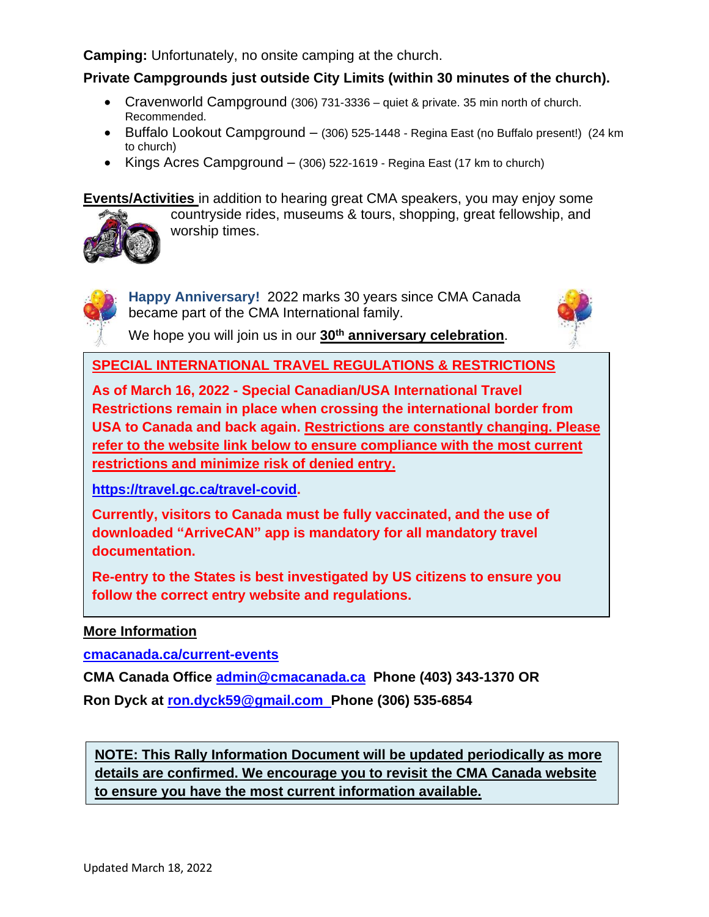**Camping:** Unfortunately, no onsite camping at the church.

**Private Campgrounds just outside City Limits (within 30 minutes of the church).**

- Cravenworld Campground (306) 731-3336 – quiet & private. 35 min north of church. Recommended.
- Buffalo Lookout Campground – (306) 525-1448 - Regina East (no Buffalo present!) (24 km to church)
- Kings Acres Campground – (306) 522-1619 - Regina East (17 km to church)

**Events/Activities** in addition to hearing great CMA speakers, you may enjoy some countryside rides, museums & tours, shopping, great fellowship, and worship times.

**Happy Anniversary!** 2022 marks 30 years since CMA Canada became part of the CMA International family.

We hope you will join us in our **30th anniversary celebration**.

**SPECIAL INTERNATIONAL TRAVEL REGULATIONS & RESTRICTIONS**

**As of March 16, 2022 - Special Canadian/USA International Travel Restrictions remain in place when crossing the international border from USA to Canada and back again. Restrictions are constantly changing. Please refer to the website link below to ensure compliance with the most current restrictions and minimize risk of denied entry.**

**https://travel.gc.ca/travel-covid.**

**Currently, visitors to Canada must be fully vaccinated, and the use of downloaded "ArriveCAN" app is mandatory for all mandatory travel documentation.**

**Re-entry to the States is best investigated by US citizens to ensure you follow the correct entry website and regulations.**

**More Information**

**cmacanada.ca/current-events**

**CMA Canada Office admin@cmacanada.ca Phone (403) 343-1370 OR**

**Ron Dyck at ron.dyck59@gmail.com Phone (306) 535-6854**

**NOTE: This Rally Information Document will be updated periodically as more details are confirmed. We encourage you to revisit the CMA Canada website to ensure you have the most current information available.**

Updated March 18, 2022